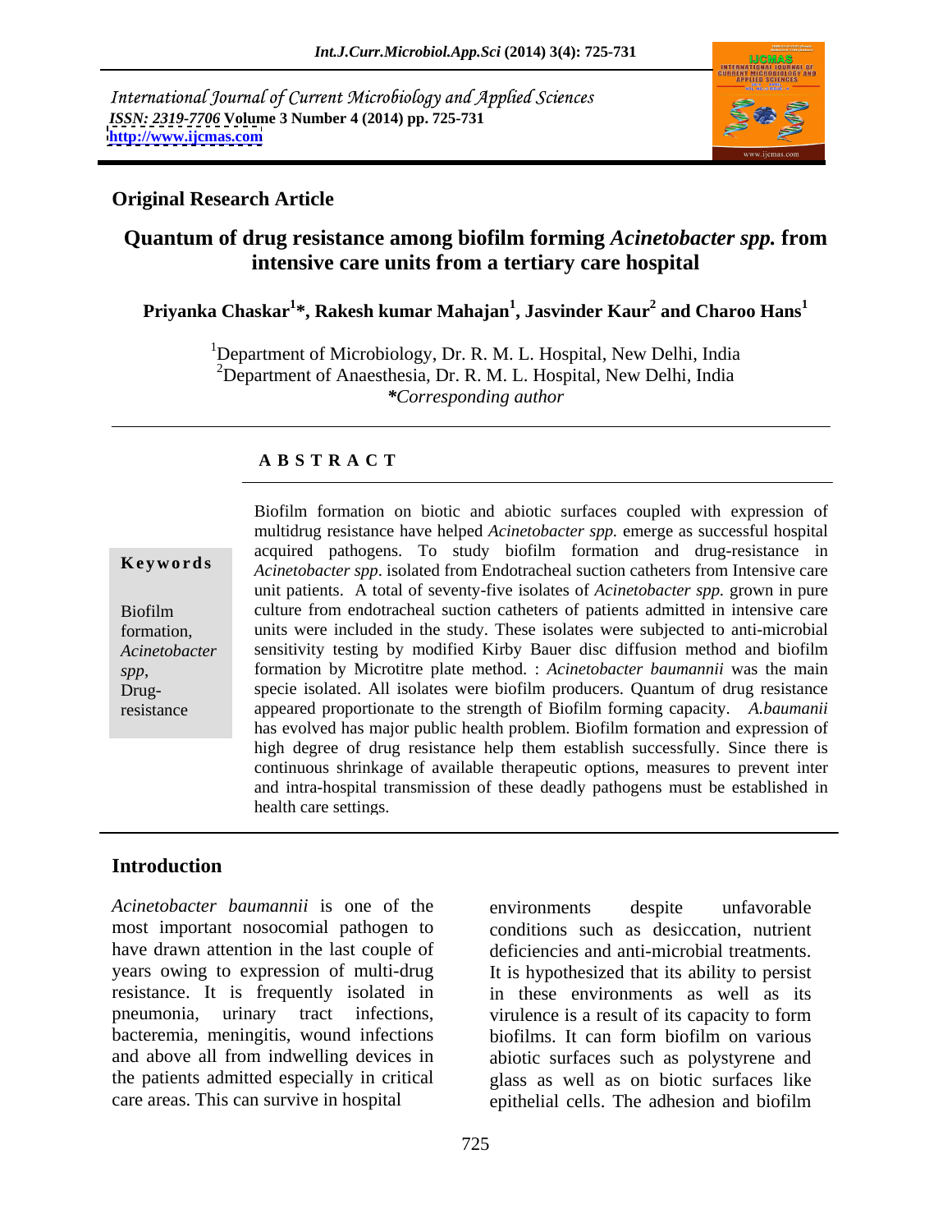International Journal of Current Microbiology and Applied Sciences
*ISSN: 2319-7706* **Volume 3 Number 4 (2014) pp. 725-731**
**http://www.ijcmas.com**

**Original Research Article**

# Quantum of drug resistance among biofilm forming *Acinetobacter spp.* from intensive care units from a tertiary care hospital

**Priyanka Chaskar[1]\*, Rakesh kumar Mahajan[1], Jasvinder Kaur[2] and Charoo Hans[1]**

[1]Department of Microbiology, Dr. R. M. L. Hospital, New Delhi, India
[2]Department of Anaesthesia, Dr. R. M. L. Hospital, New Delhi, India
*\*Corresponding author*

## A B S T R A C T

**Keywords**

Biofilm formation, *Acinetobacter spp*, Drug-resistance

Biofilm formation on biotic and abiotic surfaces coupled with expression of multidrug resistance have helped *Acinetobacter spp.* emerge as successful hospital acquired pathogens. To study biofilm formation and drug-resistance in *Acinetobacter spp*. isolated from Endotracheal suction catheters from Intensive care unit patients. A total of seventy-five isolates of *Acinetobacter spp.* grown in pure culture from endotracheal suction catheters of patients admitted in intensive care units were included in the study. These isolates were subjected to anti-microbial sensitivity testing by modified Kirby Bauer disc diffusion method and biofilm formation by Microtitre plate method. : *Acinetobacter baumannii* was the main specie isolated. All isolates were biofilm producers. Quantum of drug resistance appeared proportionate to the strength of Biofilm forming capacity. *A.baumanii* has evolved has major public health problem. Biofilm formation and expression of high degree of drug resistance help them establish successfully. Since there is continuous shrinkage of available therapeutic options, measures to prevent inter and intra-hospital transmission of these deadly pathogens must be established in health care settings.

## Introduction

*Acinetobacter baumannii* is one of the most important nosocomial pathogen to have drawn attention in the last couple of years owing to expression of multi-drug resistance. It is frequently isolated in pneumonia, urinary tract infections, bacteremia, meningitis, wound infections and above all from indwelling devices in the patients admitted especially in critical care areas. This can survive in hospital environments despite unfavorable conditions such as desiccation, nutrient deficiencies and anti-microbial treatments. It is hypothesized that its ability to persist in these environments as well as its virulence is a result of its capacity to form biofilms. It can form biofilm on various abiotic surfaces such as polystyrene and glass as well as on biotic surfaces like epithelial cells. The adhesion and biofilm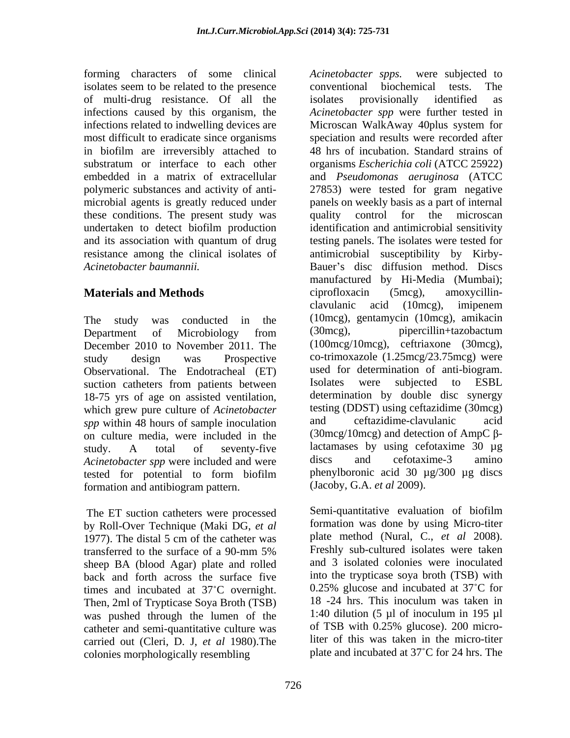forming characters of some clinical isolates seem to be related to the presence of multi-drug resistance. Of all the infections caused by this organism, the infections related to indwelling devices are most difficult to eradicate since organisms in biofilm are irreversibly attached to substratum or interface to each other embedded in a matrix of extracellular polymeric substances and activity of anti-microbial agents is greatly reduced under these conditions. The present study was undertaken to detect biofilm production and its association with quantum of drug resistance among the clinical isolates of *Acinetobacter baumannii.*

## Materials and Methods

The study was conducted in the Department of Microbiology from December 2010 to November 2011. The study design was Prospective Observational. The Endotracheal (ET) suction catheters from patients between 18-75 yrs of age on assisted ventilation, which grew pure culture of *Acinetobacter spp* within 48 hours of sample inoculation on culture media, were included in the study. A total of seventy-five *Acinetobacter spp* were included and were tested for potential to form biofilm formation and antibiogram pattern.

The ET suction catheters were processed by Roll-Over Technique (Maki DG, *et al* 1977). The distal 5 cm of the catheter was transferred to the surface of a 90-mm 5% sheep BA (blood Agar) plate and rolled back and forth across the surface five times and incubated at 37˚C overnight. Then, 2ml of Trypticase Soya Broth (TSB) was pushed through the lumen of the catheter and semi-quantitative culture was carried out (Cleri, D. J, *et al* 1980).The colonies morphologically resembling *Acinetobacter spps.* were subjected to conventional biochemical tests. The isolates provisionally identified as *Acinetobacter spp* were further tested in Microscan WalkAway 40plus system for speciation and results were recorded after 48 hrs of incubation. Standard strains of organisms *Escherichia coli* (ATCC 25922) and *Pseudomonas aeruginosa* (ATCC 27853) were tested for gram negative panels on weekly basis as a part of internal quality control for the microscan identification and antimicrobial sensitivity testing panels. The isolates were tested for antimicrobial susceptibility by Kirby-Bauer's disc diffusion method. Discs manufactured by Hi-Media (Mumbai); ciprofloxacin (5mcg), amoxycillin-clavulanic acid (10mcg), imipenem (10mcg), gentamycin (10mcg), amikacin (30mcg), pipercillin+tazobactum (100mcg/10mcg), ceftriaxone (30mcg), co-trimoxazole (1.25mcg/23.75mcg) were used for determination of anti-biogram. Isolates were subjected to ESBL determination by double disc synergy testing (DDST) using ceftazidime (30mcg) and ceftazidime-clavulanic acid (30mcg/10mcg) and detection of AmpC β-lactamases by using cefotaxime 30 µg discs and cefotaxime-3 amino phenylboronic acid 30 µg/300 µg discs (Jacoby, G.A. *et al* 2009).

Semi-quantitative evaluation of biofilm formation was done by using Micro-titer plate method (Nural, C., *et al* 2008). Freshly sub-cultured isolates were taken and 3 isolated colonies were inoculated into the trypticase soya broth (TSB) with 0.25% glucose and incubated at 37˚C for 18 -24 hrs. This inoculum was taken in 1:40 dilution (5 µl of inoculum in 195 µl of TSB with 0.25% glucose). 200 micro-liter of this was taken in the micro-titer plate and incubated at 37˚C for 24 hrs. The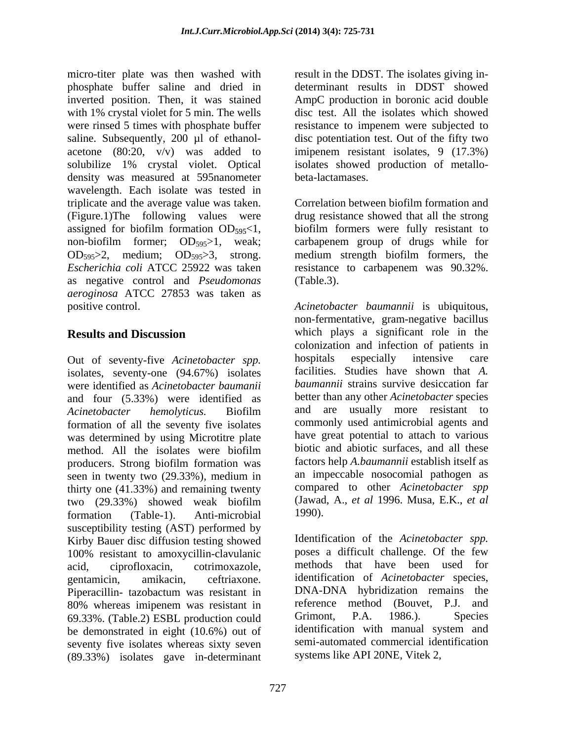micro-titer plate was then washed with phosphate buffer saline and dried in inverted position. Then, it was stained with 1% crystal violet for 5 min. The wells were rinsed 5 times with phosphate buffer saline. Subsequently, 200 µl of ethanol-acetone (80:20, v/v) was added to solubilize 1% crystal violet. Optical density was measured at 595nanometer wavelength. Each isolate was tested in triplicate and the average value was taken. (Figure.1)The following values were assigned for biofilm formation $OD_{595}<1$, non-biofilm former; $OD_{595}>1$, weak; $OD_{595}>2$, medium; $OD_{595}>3$, strong. *Escherichia coli* ATCC 25922 was taken as negative control and *Pseudomonas aeroginosa* ATCC 27853 was taken as positive control.

## Results and Discussion

Out of seventy-five *Acinetobacter spp.* isolates, seventy-one (94.67%) isolates were identified as *Acinetobacter baumanii* and four (5.33%) were identified as *Acinetobacter hemolyticus.* Biofilm formation of all the seventy five isolates was determined by using Microtitre plate method. All the isolates were biofilm producers. Strong biofilm formation was seen in twenty two (29.33%), medium in thirty one (41.33%) and remaining twenty two (29.33%) showed weak biofilm formation (Table-1). Anti-microbial susceptibility testing (AST) performed by Kirby Bauer disc diffusion testing showed 100% resistant to amoxycillin-clavulanic acid, ciprofloxacin, cotrimoxazole, gentamicin, amikacin, ceftriaxone. Piperacillin- tazobactum was resistant in 80% whereas imipenem was resistant in 69.33%. (Table.2) ESBL production could be demonstrated in eight (10.6%) out of seventy five isolates whereas sixty seven (89.33%) isolates gave in-determinant result in the DDST. The isolates giving in-determinant results in DDST showed AmpC production in boronic acid double disc test. All the isolates which showed resistance to impenem were subjected to disc potentiation test. Out of the fifty two imipenem resistant isolates, 9 (17.3%) isolates showed production of metallo-beta-lactamases.

Correlation between biofilm formation and drug resistance showed that all the strong biofilm formers were fully resistant to carbapenem group of drugs while for medium strength biofilm formers, the resistance to carbapenem was 90.32%. (Table.3).

*Acinetobacter baumannii* is ubiquitous, non-fermentative, gram-negative bacillus which plays a significant role in the colonization and infection of patients in hospitals especially intensive care facilities. Studies have shown that *A. baumannii* strains survive desiccation far better than any other *Acinetobacter* species and are usually more resistant to commonly used antimicrobial agents and have great potential to attach to various biotic and abiotic surfaces, and all these factors help *A.baumannii* establish itself as an impeccable nosocomial pathogen as compared to other *Acinetobacter spp* (Jawad, A., *et al* 1996. Musa, E.K., *et al* 1990).

Identification of the *Acinetobacter spp.* poses a difficult challenge. Of the few methods that have been used for identification of *Acinetobacter* species, DNA-DNA hybridization remains the reference method (Bouvet, P.J. and Grimont, P.A. 1986.). Species identification with manual system and semi-automated commercial identification systems like API 20NE, Vitek 2,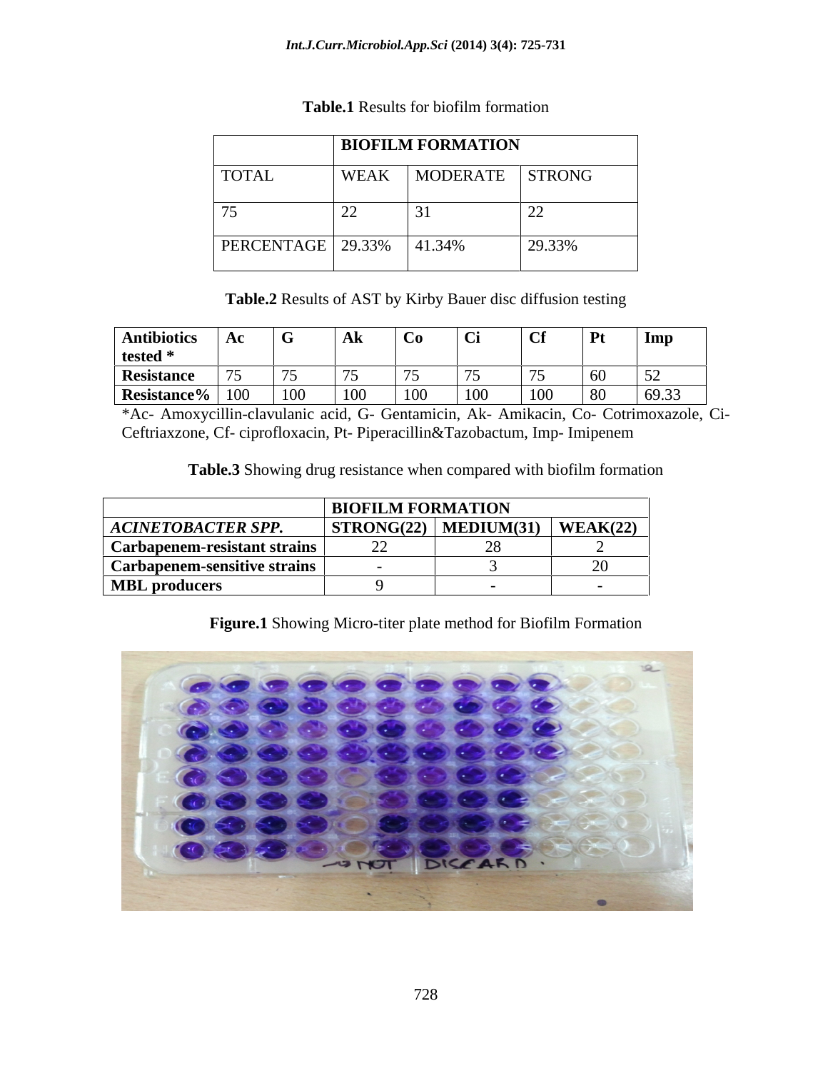**Table.1** Results for biofilm formation

| | BIOFILM FORMATION | | |
|---|---|---|---|
| TOTAL | WEAK | MODERATE | STRONG |
| 75 | 22 | 31 | 22 |
| PERCENTAGE | 29.33% | 41.34% | 29.33% |

**Table.2** Results of AST by Kirby Bauer disc diffusion testing

| Antibiotics tested * | Ac | G | Ak | Co | Ci | Cf | Pt | Imp |
|---|---|---|---|---|---|---|---|---|
| Resistance | 75 | 75 | 75 | 75 | 75 | 75 | 60 | 52 |
| Resistance% | 100 | 100 | 100 | 100 | 100 | 100 | 80 | 69.33 |

*Ac- Amoxycillin-clavulanic acid, G- Gentamicin, Ak- Amikacin, Co- Cotrimoxazole, Ci- Ceftriaxzone, Cf- ciprofloxacin, Pt- Piperacillin&Tazobactum, Imp- Imipenem

**Table.3** Showing drug resistance when compared with biofilm formation

| | BIOFILM FORMATION | | |
|---|---|---|---|
| ***ACINETOBACTER SPP.*** | **STRONG(22)** | **MEDIUM(31)** | **WEAK(22)** |
| **Carbapenem-resistant strains** | 22 | 28 | 2 |
| **Carbapenem-sensitive strains** | - | 3 | 20 |
| **MBL producers** | 9 | - | - |

**Figure.1** Showing Micro-titer plate method for Biofilm Formation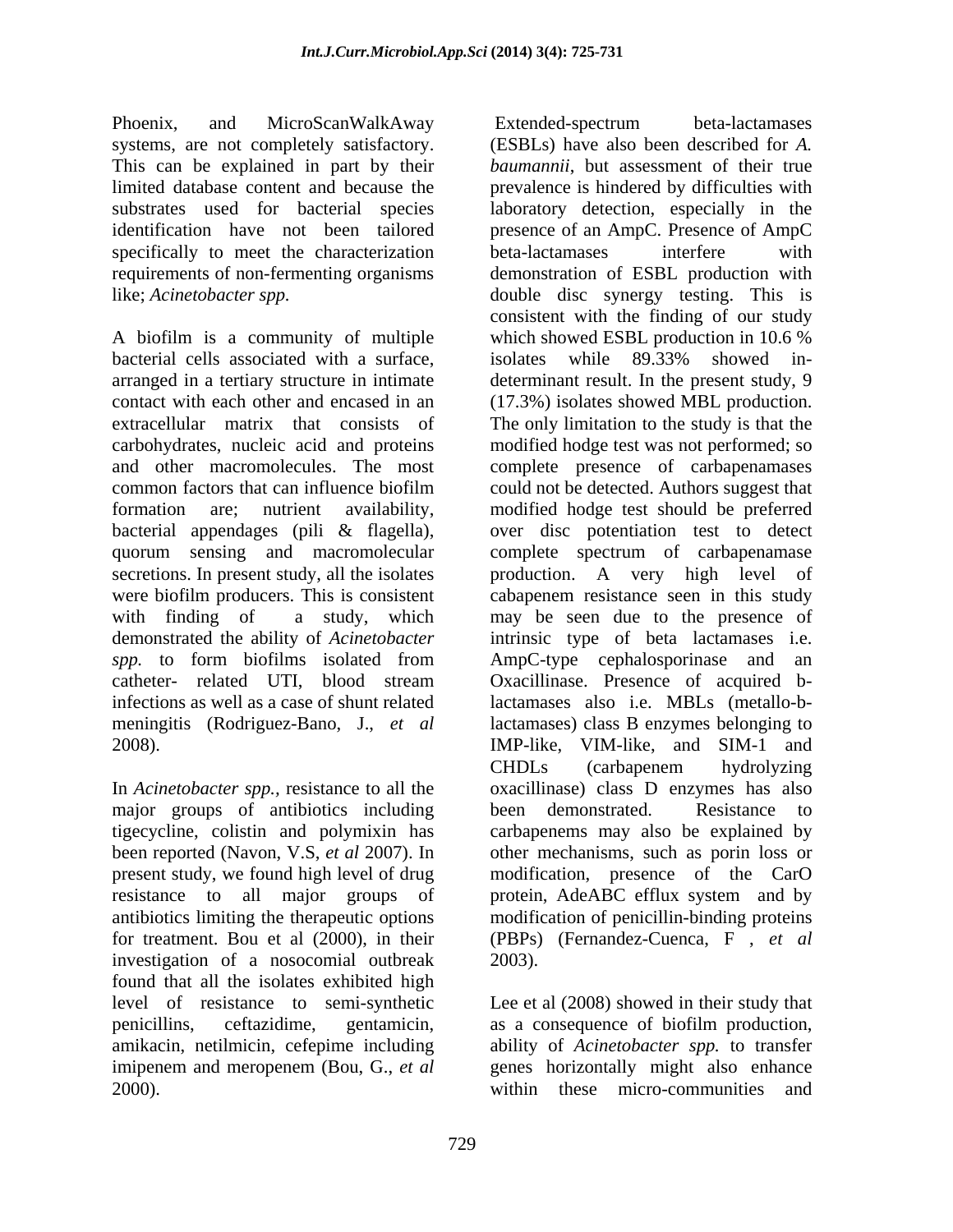Phoenix, and MicroScanWalkAway systems, are not completely satisfactory. This can be explained in part by their limited database content and because the substrates used for bacterial species identification have not been tailored specifically to meet the characterization requirements of non-fermenting organisms like; *Acinetobacter spp.*

A biofilm is a community of multiple bacterial cells associated with a surface, arranged in a tertiary structure in intimate contact with each other and encased in an extracellular matrix that consists of carbohydrates, nucleic acid and proteins and other macromolecules. The most common factors that can influence biofilm formation are; nutrient availability, bacterial appendages (pili & flagella), quorum sensing and macromolecular secretions. In present study, all the isolates were biofilm producers. This is consistent with finding of a study, which demonstrated the ability of *Acinetobacter spp.* to form biofilms isolated from catheter- related UTI, blood stream infections as well as a case of shunt related meningitis (Rodriguez-Bano, J., *et al* 2008).

In *Acinetobacter spp.,* resistance to all the major groups of antibiotics including tigecycline, colistin and polymixin has been reported (Navon, V.S, *et al* 2007). In present study, we found high level of drug resistance to all major groups of antibiotics limiting the therapeutic options for treatment. Bou et al (2000), in their investigation of a nosocomial outbreak found that all the isolates exhibited high level of resistance to semi-synthetic penicillins, ceftazidime, gentamicin, amikacin, netilmicin, cefepime including imipenem and meropenem (Bou, G., *et al* 2000).

Extended-spectrum beta-lactamases (ESBLs) have also been described for *A. baumannii*, but assessment of their true prevalence is hindered by difficulties with laboratory detection, especially in the presence of an AmpC. Presence of AmpC beta-lactamases interfere with demonstration of ESBL production with double disc synergy testing. This is consistent with the finding of our study which showed ESBL production in 10.6 % isolates while 89.33% showed in-determinant result. In the present study, 9 (17.3%) isolates showed MBL production. The only limitation to the study is that the modified hodge test was not performed; so complete presence of carbapenamases could not be detected. Authors suggest that modified hodge test should be preferred over disc potentiation test to detect complete spectrum of carbapenamase production. A very high level of cabapenem resistance seen in this study may be seen due to the presence of intrinsic type of beta lactamases i.e. AmpC-type cephalosporinase and an Oxacillinase. Presence of acquired b-lactamases also i.e. MBLs (metallo-b-lactamases) class B enzymes belonging to IMP-like, VIM-like, and SIM-1 and CHDLs (carbapenem hydrolyzing oxacillinase) class D enzymes has also been demonstrated. Resistance to carbapenems may also be explained by other mechanisms, such as porin loss or modification, presence of the CarO protein, AdeABC efflux system and by modification of penicillin-binding proteins (PBPs) (Fernandez-Cuenca, F , *et al* 2003).

Lee et al (2008) showed in their study that as a consequence of biofilm production, ability of *Acinetobacter spp.* to transfer genes horizontally might also enhance within these micro-communities and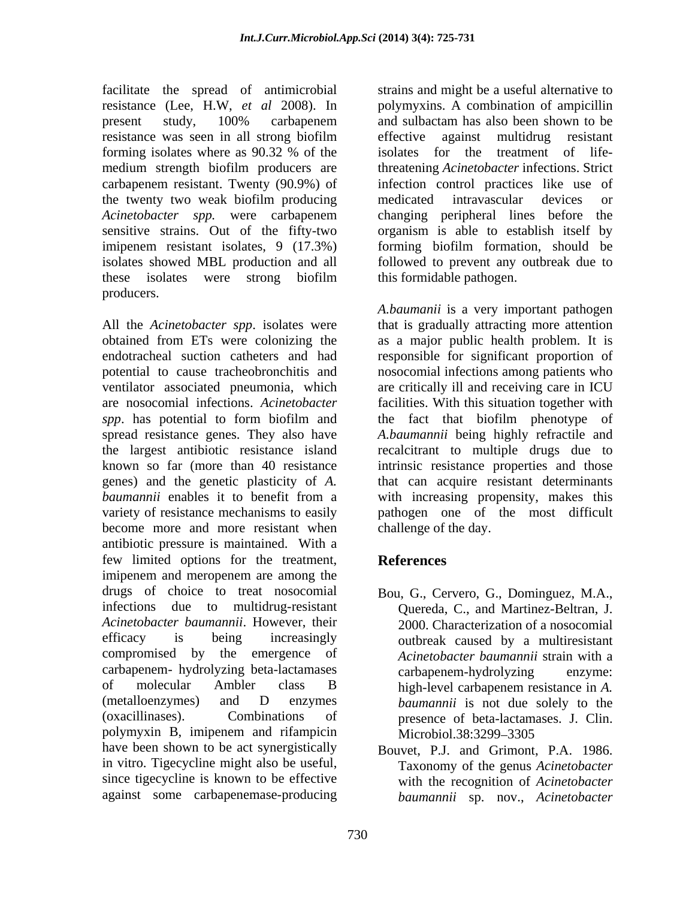facilitate the spread of antimicrobial resistance (Lee, H.W, *et al* 2008). In present study, 100% carbapenem resistance was seen in all strong biofilm forming isolates where as 90.32 % of the medium strength biofilm producers are carbapenem resistant. Twenty (90.9%) of the twenty two weak biofilm producing *Acinetobacter spp.* were carbapenem sensitive strains. Out of the fifty-two imipenem resistant isolates, 9 (17.3%) isolates showed MBL production and all these isolates were strong biofilm producers.

All the *Acinetobacter spp*. isolates were obtained from ETs were colonizing the endotracheal suction catheters and had potential to cause tracheobronchitis and ventilator associated pneumonia, which are nosocomial infections. *Acinetobacter spp*. has potential to form biofilm and spread resistance genes. They also have the largest antibiotic resistance island known so far (more than 40 resistance genes) and the genetic plasticity of *A. baumannii* enables it to benefit from a variety of resistance mechanisms to easily become more and more resistant when antibiotic pressure is maintained. With a few limited options for the treatment, imipenem and meropenem are among the drugs of choice to treat nosocomial infections due to multidrug-resistant *Acinetobacter baumannii*. However, their efficacy is being increasingly compromised by the emergence of carbapenem- hydrolyzing beta-lactamases of molecular Ambler class B (metalloenzymes) and D enzymes (oxacillinases). Combinations of polymyxin B, imipenem and rifampicin have been shown to be act synergistically in vitro. Tigecycline might also be useful, since tigecycline is known to be effective against some carbapenemase-producing strains and might be a useful alternative to polymyxins. A combination of ampicillin and sulbactam has also been shown to be effective against multidrug resistant isolates for the treatment of life-threatening *Acinetobacter* infections. Strict infection control practices like use of medicated intravascular devices or changing peripheral lines before the organism is able to establish itself by forming biofilm formation, should be followed to prevent any outbreak due to this formidable pathogen.

*A.baumanii* is a very important pathogen that is gradually attracting more attention as a major public health problem. It is responsible for significant proportion of nosocomial infections among patients who are critically ill and receiving care in ICU facilities. With this situation together with the fact that biofilm phenotype of *A.baumannii* being highly refractile and recalcitrant to multiple drugs due to intrinsic resistance properties and those that can acquire resistant determinants with increasing propensity, makes this pathogen one of the most difficult challenge of the day.

## References

Bou, G., Cervero, G., Dominguez, M.A., Quereda, C., and Martinez-Beltran, J. 2000. Characterization of a nosocomial outbreak caused by a multiresistant *Acinetobacter baumannii* strain with a carbapenem-hydrolyzing enzyme: high-level carbapenem resistance in *A. baumannii* is not due solely to the presence of beta-lactamases. J. Clin. Microbiol.38:3299–3305

Bouvet, P.J. and Grimont, P.A. 1986. Taxonomy of the genus *Acinetobacter* with the recognition of *Acinetobacter baumannii* sp. nov., *Acinetobacter*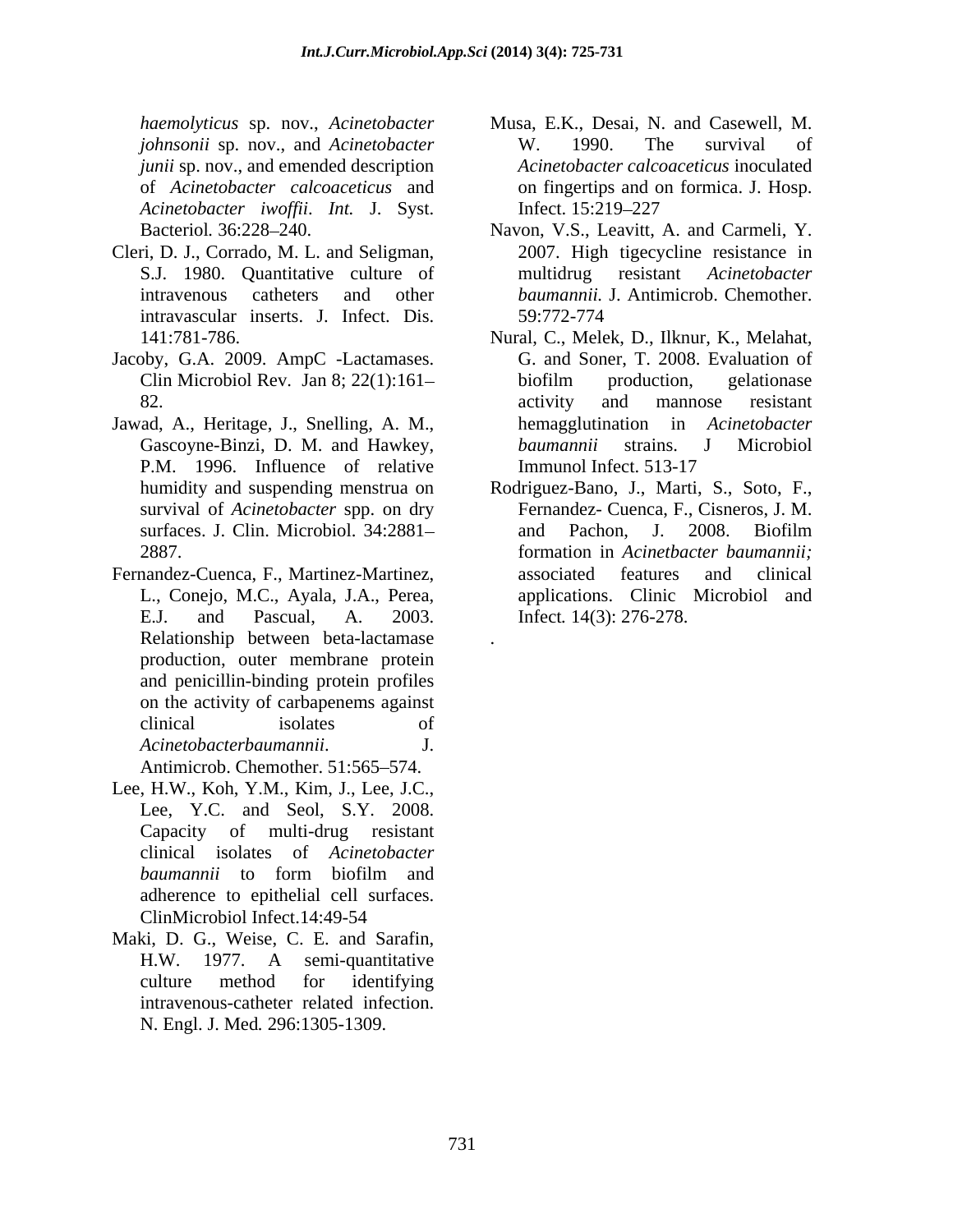*haemolyticus* sp. nov., *Acinetobacter johnsonii* sp. nov., and *Acinetobacter junii* sp. nov., and emended description of *Acinetobacter calcoaceticus* and *Acinetobacter iwoffii*. *Int.* J. Syst. Bacteriol*.* 36:228–240.

Cleri, D. J., Corrado, M. L. and Seligman, S.J. 1980. Quantitative culture of intravenous catheters and other intravascular inserts. J. Infect. Dis. 141:781-786.

Jacoby, G.A. 2009. AmpC -Lactamases. Clin Microbiol Rev. Jan 8; 22(1):161–82.

Jawad, A., Heritage, J., Snelling, A. M., Gascoyne-Binzi, D. M. and Hawkey, P.M. 1996. Influence of relative humidity and suspending menstrua on survival of *Acinetobacter* spp. on dry surfaces. J. Clin. Microbiol. 34:2881–2887.

Fernandez-Cuenca, F., Martinez-Martinez, L., Conejo, M.C., Ayala, J.A., Perea, E.J. and Pascual, A. 2003. Relationship between beta-lactamase production, outer membrane protein and penicillin-binding protein profiles on the activity of carbapenems against clinical isolates of *Acinetobacterbaumannii*. J. Antimicrob. Chemother. 51:565–574.

Lee, H.W., Koh, Y.M., Kim, J., Lee, J.C., Lee, Y.C. and Seol, S.Y. 2008. Capacity of multi-drug resistant clinical isolates of *Acinetobacter baumannii* to form biofilm and adherence to epithelial cell surfaces. ClinMicrobiol Infect.14:49-54

Maki, D. G., Weise, C. E. and Sarafin, H.W. 1977. A semi-quantitative culture method for identifying intravenous-catheter related infection. N. Engl. J. Med*.* 296:1305-1309.

Musa, E.K., Desai, N. and Casewell, M. W. 1990. The survival of *Acinetobacter calcoaceticus* inoculated on fingertips and on formica. J. Hosp. Infect. 15:219–227

Navon, V.S., Leavitt, A. and Carmeli, Y. 2007. High tigecycline resistance in multidrug resistant *Acinetobacter baumannii.* J. Antimicrob. Chemother. 59:772-774

Nural, C., Melek, D., Ilknur, K., Melahat, G. and Soner, T. 2008. Evaluation of biofilm production, gelationase activity and mannose resistant hemagglutination in *Acinetobacter baumannii* strains. J Microbiol Immunol Infect. 513-17

Rodriguez-Bano, J., Marti, S., Soto, F., Fernandez- Cuenca, F., Cisneros, J. M. and Pachon, J. 2008. Biofilm formation in *Acinetbacter baumannii;* associated features and clinical applications. Clinic Microbiol and Infect*.* 14(3): 276-278.